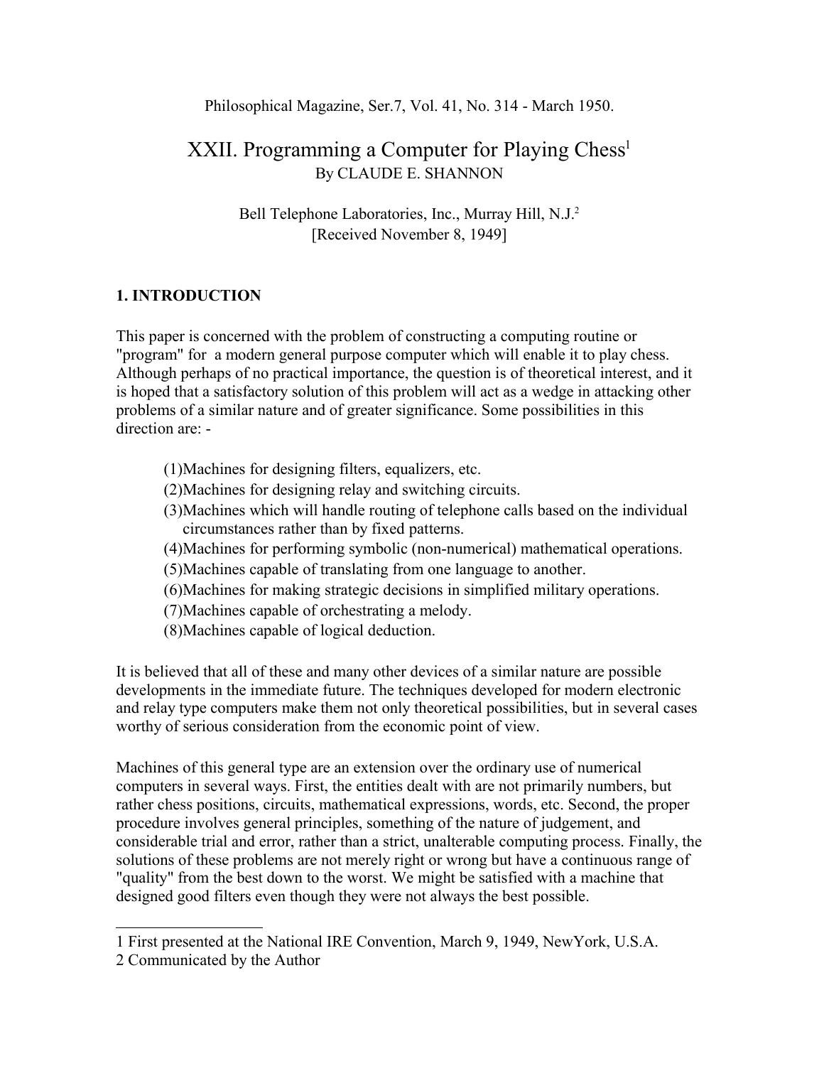Philosophical Magazine, Ser.7, Vol. 41, No. 314 - March 1950.

# XXII. Programming a Computer for Playing Chess[1]

By CLAUDE E. SHANNON

Bell Telephone Laboratories, Inc., Murray Hill, N.J.[2]
[Received November 8, 1949]

## 1. INTRODUCTION

This paper is concerned with the problem of constructing a computing routine or "program" for a modern general purpose computer which will enable it to play chess. Although perhaps of no practical importance, the question is of theoretical interest, and it is hoped that a satisfactory solution of this problem will act as a wedge in attacking other problems of a similar nature and of greater significance. Some possibilities in this direction are: -

(1) Machines for designing filters, equalizers, etc.
(2) Machines for designing relay and switching circuits.
(3) Machines which will handle routing of telephone calls based on the individual circumstances rather than by fixed patterns.
(4) Machines for performing symbolic (non-numerical) mathematical operations.
(5) Machines capable of translating from one language to another.
(6) Machines for making strategic decisions in simplified military operations.
(7) Machines capable of orchestrating a melody.
(8) Machines capable of logical deduction.

It is believed that all of these and many other devices of a similar nature are possible developments in the immediate future. The techniques developed for modern electronic and relay type computers make them not only theoretical possibilities, but in several cases worthy of serious consideration from the economic point of view.

Machines of this general type are an extension over the ordinary use of numerical computers in several ways. First, the entities dealt with are not primarily numbers, but rather chess positions, circuits, mathematical expressions, words, etc. Second, the proper procedure involves general principles, something of the nature of judgement, and considerable trial and error, rather than a strict, unalterable computing process. Finally, the solutions of these problems are not merely right or wrong but have a continuous range of "quality" from the best down to the worst. We might be satisfied with a machine that designed good filters even though they were not always the best possible.

---

1 First presented at the National IRE Convention, March 9, 1949, NewYork, U.S.A.

2 Communicated by the Author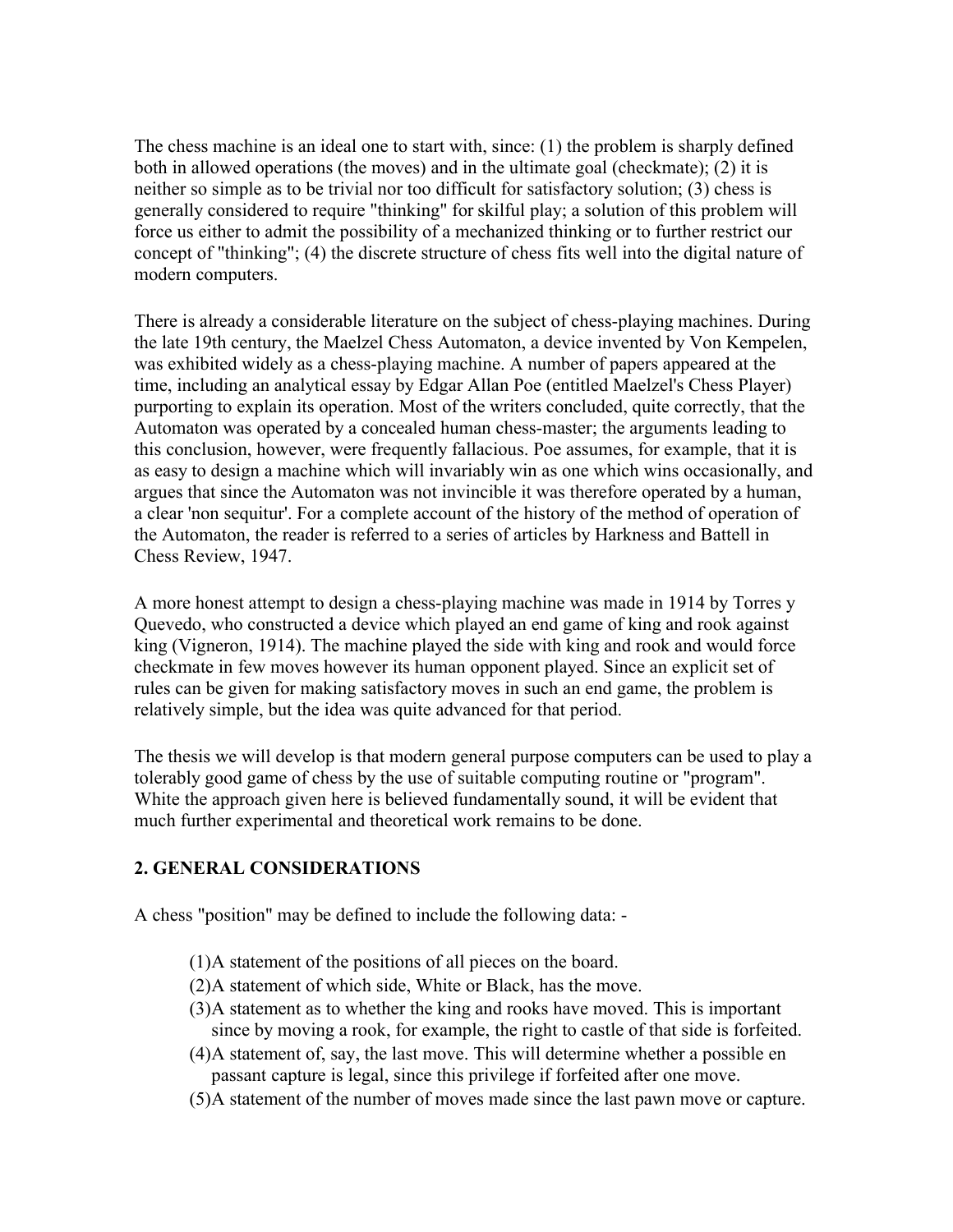The chess machine is an ideal one to start with, since: (1) the problem is sharply defined both in allowed operations (the moves) and in the ultimate goal (checkmate); (2) it is neither so simple as to be trivial nor too difficult for satisfactory solution; (3) chess is generally considered to require "thinking" for skilful play; a solution of this problem will force us either to admit the possibility of a mechanized thinking or to further restrict our concept of "thinking"; (4) the discrete structure of chess fits well into the digital nature of modern computers.

There is already a considerable literature on the subject of chess-playing machines. During the late 19th century, the Maelzel Chess Automaton, a device invented by Von Kempelen, was exhibited widely as a chess-playing machine. A number of papers appeared at the time, including an analytical essay by Edgar Allan Poe (entitled Maelzel's Chess Player) purporting to explain its operation. Most of the writers concluded, quite correctly, that the Automaton was operated by a concealed human chess-master; the arguments leading to this conclusion, however, were frequently fallacious. Poe assumes, for example, that it is as easy to design a machine which will invariably win as one which wins occasionally, and argues that since the Automaton was not invincible it was therefore operated by a human, a clear 'non sequitur'. For a complete account of the history of the method of operation of the Automaton, the reader is referred to a series of articles by Harkness and Battell in Chess Review, 1947.

A more honest attempt to design a chess-playing machine was made in 1914 by Torres y Quevedo, who constructed a device which played an end game of king and rook against king (Vigneron, 1914). The machine played the side with king and rook and would force checkmate in few moves however its human opponent played. Since an explicit set of rules can be given for making satisfactory moves in such an end game, the problem is relatively simple, but the idea was quite advanced for that period.

The thesis we will develop is that modern general purpose computers can be used to play a tolerably good game of chess by the use of suitable computing routine or "program". White the approach given here is believed fundamentally sound, it will be evident that much further experimental and theoretical work remains to be done.

## 2. GENERAL CONSIDERATIONS

A chess "position" may be defined to include the following data: -

(1) A statement of the positions of all pieces on the board.
(2) A statement of which side, White or Black, has the move.
(3) A statement as to whether the king and rooks have moved. This is important since by moving a rook, for example, the right to castle of that side is forfeited.
(4) A statement of, say, the last move. This will determine whether a possible en passant capture is legal, since this privilege if forfeited after one move.
(5) A statement of the number of moves made since the last pawn move or capture.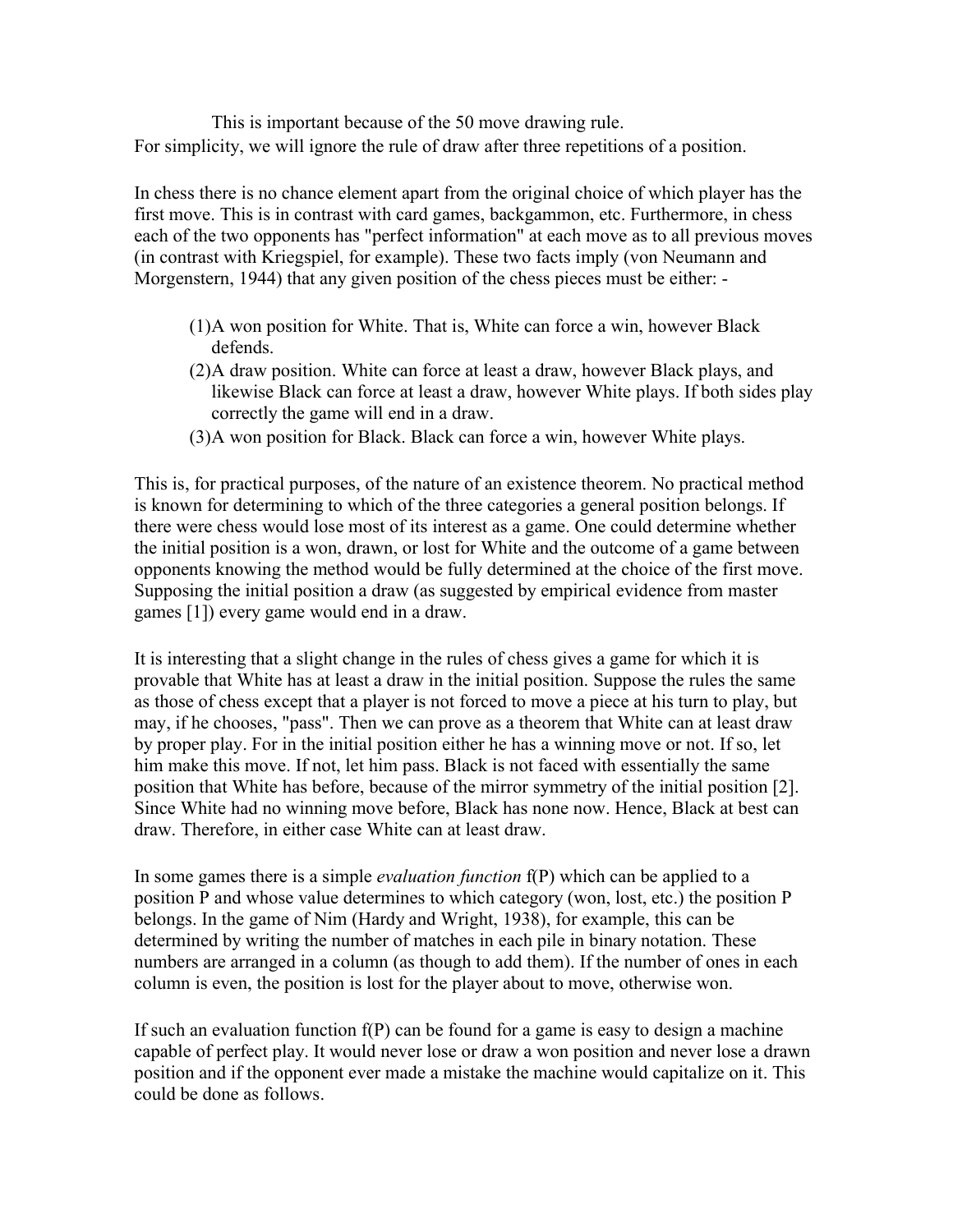This is important because of the 50 move drawing rule.
For simplicity, we will ignore the rule of draw after three repetitions of a position.

In chess there is no chance element apart from the original choice of which player has the first move. This is in contrast with card games, backgammon, etc. Furthermore, in chess each of the two opponents has "perfect information" at each move as to all previous moves (in contrast with Kriegspiel, for example). These two facts imply (von Neumann and Morgenstern, 1944) that any given position of the chess pieces must be either: -

(1)A won position for White. That is, White can force a win, however Black defends.
(2)A draw position. White can force at least a draw, however Black plays, and likewise Black can force at least a draw, however White plays. If both sides play correctly the game will end in a draw.
(3)A won position for Black. Black can force a win, however White plays.

This is, for practical purposes, of the nature of an existence theorem. No practical method is known for determining to which of the three categories a general position belongs. If there were chess would lose most of its interest as a game. One could determine whether the initial position is a won, drawn, or lost for White and the outcome of a game between opponents knowing the method would be fully determined at the choice of the first move. Supposing the initial position a draw (as suggested by empirical evidence from master games [1]) every game would end in a draw.

It is interesting that a slight change in the rules of chess gives a game for which it is provable that White has at least a draw in the initial position. Suppose the rules the same as those of chess except that a player is not forced to move a piece at his turn to play, but may, if he chooses, "pass". Then we can prove as a theorem that White can at least draw by proper play. For in the initial position either he has a winning move or not. If so, let him make this move. If not, let him pass. Black is not faced with essentially the same position that White has before, because of the mirror symmetry of the initial position [2]. Since White had no winning move before, Black has none now. Hence, Black at best can draw. Therefore, in either case White can at least draw.

In some games there is a simple *evaluation function* f(P) which can be applied to a position P and whose value determines to which category (won, lost, etc.) the position P belongs. In the game of Nim (Hardy and Wright, 1938), for example, this can be determined by writing the number of matches in each pile in binary notation. These numbers are arranged in a column (as though to add them). If the number of ones in each column is even, the position is lost for the player about to move, otherwise won.

If such an evaluation function f(P) can be found for a game is easy to design a machine capable of perfect play. It would never lose or draw a won position and never lose a drawn position and if the opponent ever made a mistake the machine would capitalize on it. This could be done as follows.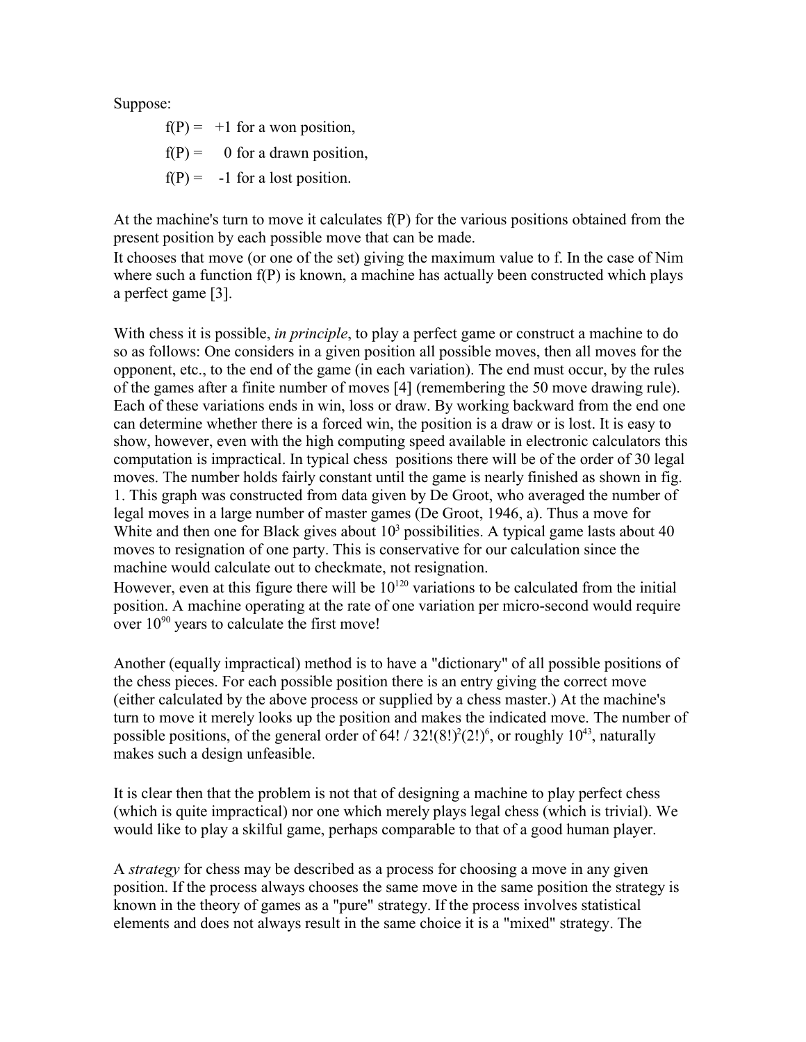Suppose:

$f(P) = +1$ for a won position,

$f(P) = 0$ for a drawn position,

$f(P) = -1$ for a lost position.

At the machine's turn to move it calculates $f(P)$ for the various positions obtained from the present position by each possible move that can be made.
It chooses that move (or one of the set) giving the maximum value to f. In the case of Nim where such a function $f(P)$ is known, a machine has actually been constructed which plays a perfect game [3].

With chess it is possible, *in principle*, to play a perfect game or construct a machine to do so as follows: One considers in a given position all possible moves, then all moves for the opponent, etc., to the end of the game (in each variation). The end must occur, by the rules of the games after a finite number of moves [4] (remembering the 50 move drawing rule). Each of these variations ends in win, loss or draw. By working backward from the end one can determine whether there is a forced win, the position is a draw or is lost. It is easy to show, however, even with the high computing speed available in electronic calculators this computation is impractical. In typical chess positions there will be of the order of 30 legal moves. The number holds fairly constant until the game is nearly finished as shown in fig. 1. This graph was constructed from data given by De Groot, who averaged the number of legal moves in a large number of master games (De Groot, 1946, a). Thus a move for White and then one for Black gives about $10^3$ possibilities. A typical game lasts about 40 moves to resignation of one party. This is conservative for our calculation since the machine would calculate out to checkmate, not resignation.
However, even at this figure there will be $10^{120}$ variations to be calculated from the initial position. A machine operating at the rate of one variation per micro-second would require over $10^{90}$ years to calculate the first move!

Another (equally impractical) method is to have a "dictionary" of all possible positions of the chess pieces. For each possible position there is an entry giving the correct move (either calculated by the above process or supplied by a chess master.) At the machine's turn to move it merely looks up the position and makes the indicated move. The number of possible positions, of the general order of $64! / 32!(8!)^2(2!)^6$, or roughly $10^{43}$, naturally makes such a design unfeasible.

It is clear then that the problem is not that of designing a machine to play perfect chess (which is quite impractical) nor one which merely plays legal chess (which is trivial). We would like to play a skilful game, perhaps comparable to that of a good human player.

A *strategy* for chess may be described as a process for choosing a move in any given position. If the process always chooses the same move in the same position the strategy is known in the theory of games as a "pure" strategy. If the process involves statistical elements and does not always result in the same choice it is a "mixed" strategy. The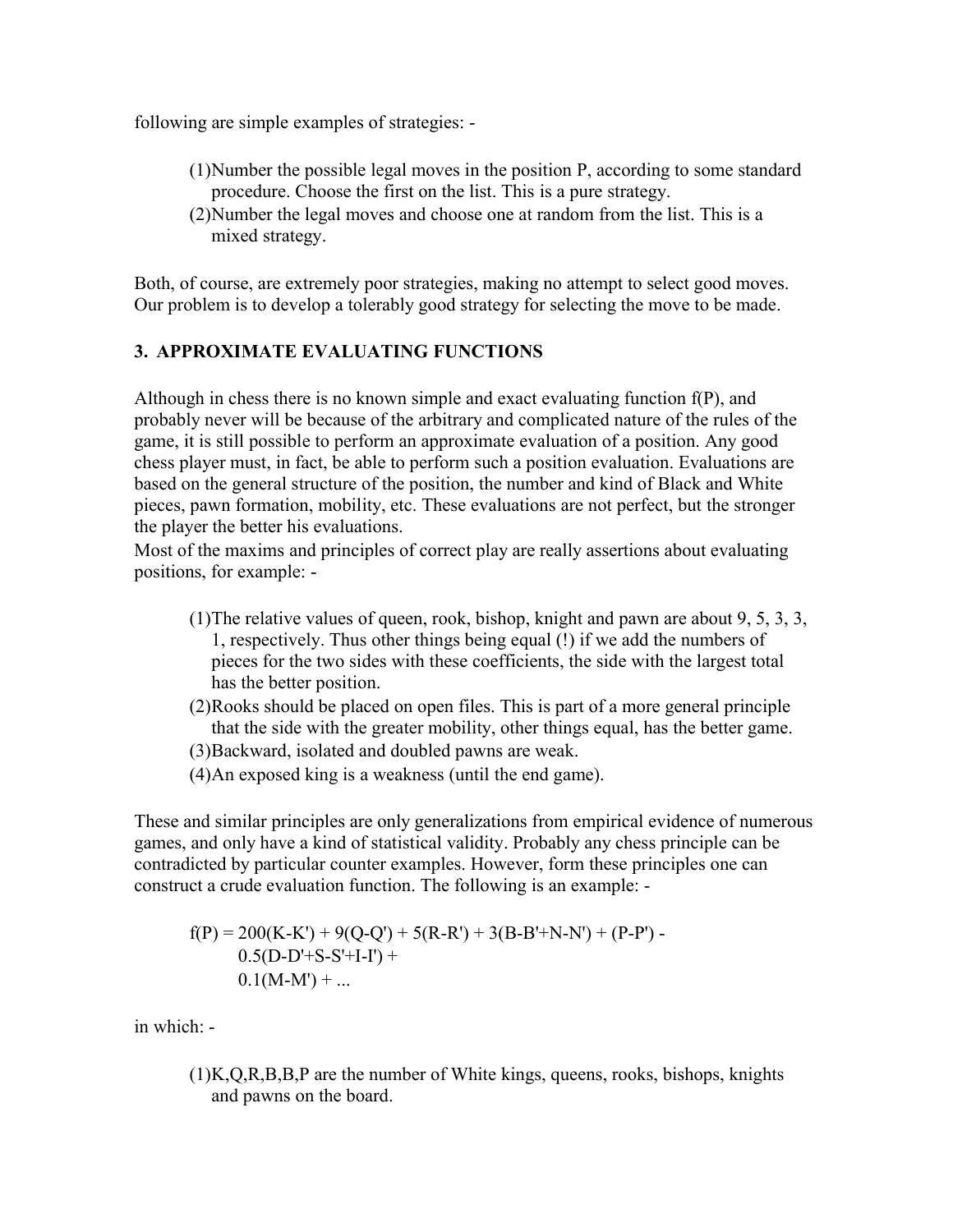following are simple examples of strategies: -

(1) Number the possible legal moves in the position P, according to some standard procedure. Choose the first on the list. This is a pure strategy.
(2) Number the legal moves and choose one at random from the list. This is a mixed strategy.

Both, of course, are extremely poor strategies, making no attempt to select good moves. Our problem is to develop a tolerably good strategy for selecting the move to be made.

## 3. APPROXIMATE EVALUATING FUNCTIONS

Although in chess there is no known simple and exact evaluating function f(P), and probably never will be because of the arbitrary and complicated nature of the rules of the game, it is still possible to perform an approximate evaluation of a position. Any good chess player must, in fact, be able to perform such a position evaluation. Evaluations are based on the general structure of the position, the number and kind of Black and White pieces, pawn formation, mobility, etc. These evaluations are not perfect, but the stronger the player the better his evaluations.
Most of the maxims and principles of correct play are really assertions about evaluating positions, for example: -

(1) The relative values of queen, rook, bishop, knight and pawn are about 9, 5, 3, 3, 1, respectively. Thus other things being equal (!) if we add the numbers of pieces for the two sides with these coefficients, the side with the largest total has the better position.
(2) Rooks should be placed on open files. This is part of a more general principle that the side with the greater mobility, other things equal, has the better game.
(3) Backward, isolated and doubled pawns are weak.
(4) An exposed king is a weakness (until the end game).

These and similar principles are only generalizations from empirical evidence of numerous games, and only have a kind of statistical validity. Probably any chess principle can be contradicted by particular counter examples. However, form these principles one can construct a crude evaluation function. The following is an example: -

$$f(P) = 200(K-K') + 9(Q-Q') + 5(R-R') + 3(B-B'+N-N') + (P-P') - 0.5(D-D'+S-S'+I-I') + 0.1(M-M') + \ldots$$

in which: -

(1) K,Q,R,B,B,P are the number of White kings, queens, rooks, bishops, knights and pawns on the board.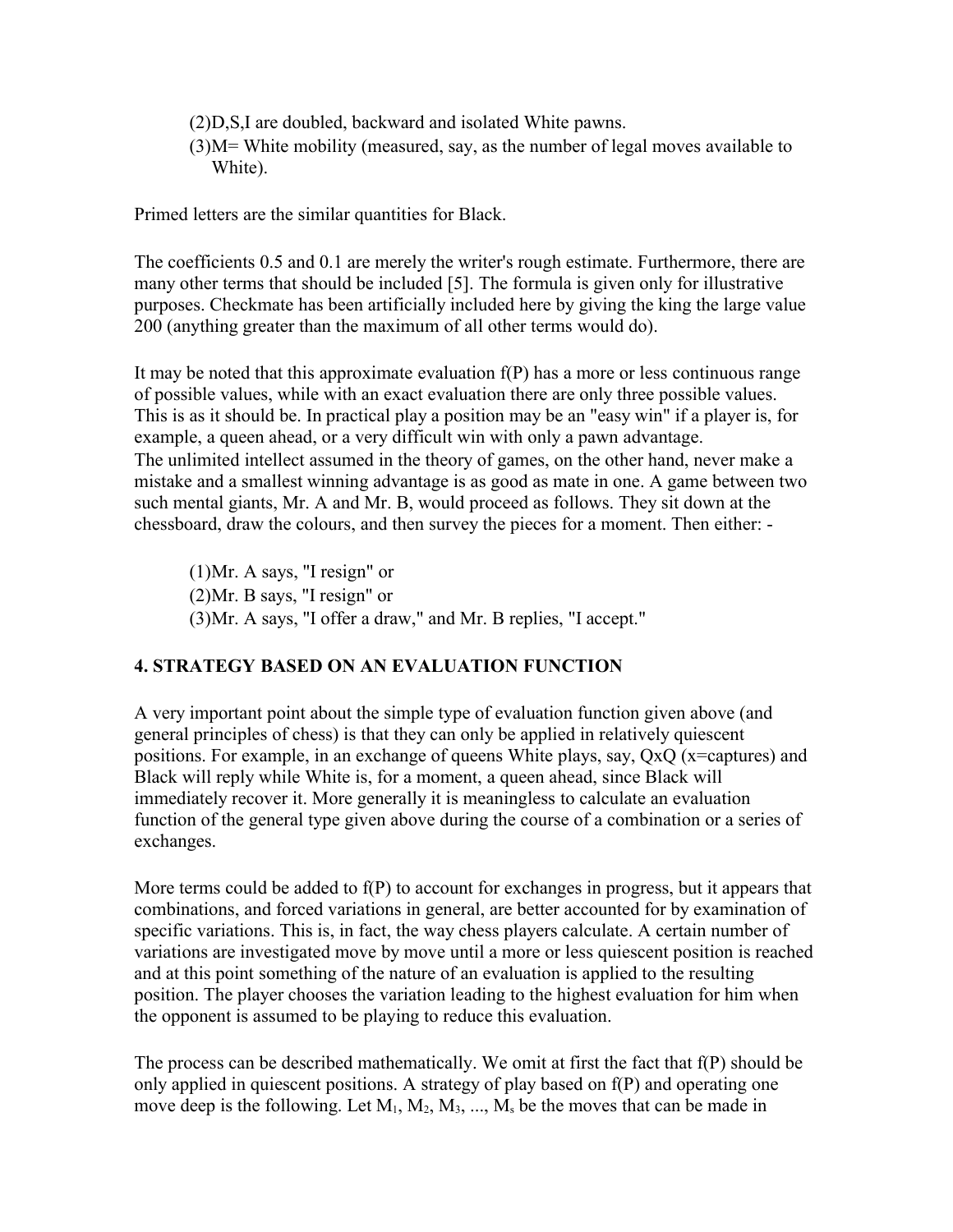(2)D,S,I are doubled, backward and isolated White pawns.

(3)M= White mobility (measured, say, as the number of legal moves available to White).

Primed letters are the similar quantities for Black.

The coefficients 0.5 and 0.1 are merely the writer's rough estimate. Furthermore, there are many other terms that should be included [5]. The formula is given only for illustrative purposes. Checkmate has been artificially included here by giving the king the large value 200 (anything greater than the maximum of all other terms would do).

It may be noted that this approximate evaluation f(P) has a more or less continuous range of possible values, while with an exact evaluation there are only three possible values. This is as it should be. In practical play a position may be an "easy win" if a player is, for example, a queen ahead, or a very difficult win with only a pawn advantage.
The unlimited intellect assumed in the theory of games, on the other hand, never make a mistake and a smallest winning advantage is as good as mate in one. A game between two such mental giants, Mr. A and Mr. B, would proceed as follows. They sit down at the chessboard, draw the colours, and then survey the pieces for a moment. Then either: -

(1)Mr. A says, "I resign" or

(2)Mr. B says, "I resign" or

(3)Mr. A says, "I offer a draw," and Mr. B replies, "I accept."

## 4. STRATEGY BASED ON AN EVALUATION FUNCTION

A very important point about the simple type of evaluation function given above (and general principles of chess) is that they can only be applied in relatively quiescent positions. For example, in an exchange of queens White plays, say, QxQ (x=captures) and Black will reply while White is, for a moment, a queen ahead, since Black will immediately recover it. More generally it is meaningless to calculate an evaluation function of the general type given above during the course of a combination or a series of exchanges.

More terms could be added to f(P) to account for exchanges in progress, but it appears that combinations, and forced variations in general, are better accounted for by examination of specific variations. This is, in fact, the way chess players calculate. A certain number of variations are investigated move by move until a more or less quiescent position is reached and at this point something of the nature of an evaluation is applied to the resulting position. The player chooses the variation leading to the highest evaluation for him when the opponent is assumed to be playing to reduce this evaluation.

The process can be described mathematically. We omit at first the fact that f(P) should be only applied in quiescent positions. A strategy of play based on f(P) and operating one move deep is the following. Let $M_1, M_2, M_3, \ldots, M_s$ be the moves that can be made in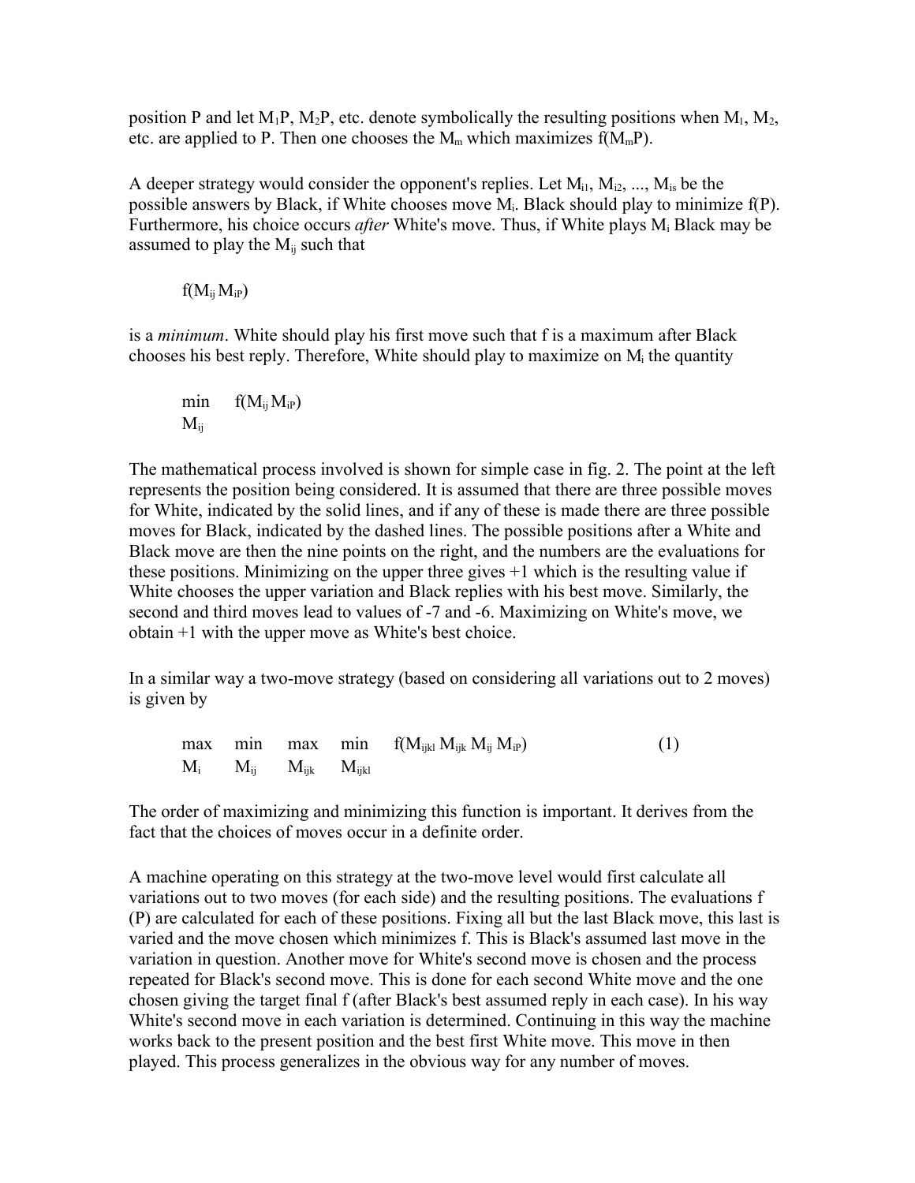position P and let $M_1P$, $M_2P$, etc. denote symbolically the resulting positions when $M_1$, $M_2$, etc. are applied to P. Then one chooses the $M_m$ which maximizes $f(M_mP)$.

A deeper strategy would consider the opponent's replies. Let $M_{i1}$, $M_{i2}$, ..., $M_{is}$ be the possible answers by Black, if White chooses move $M_i$. Black should play to minimize f(P). Furthermore, his choice occurs *after* White's move. Thus, if White plays $M_i$ Black may be assumed to play the $M_{ij}$ such that

$$f(M_{ij}\, M_{iP})$$

is a *minimum*. White should play his first move such that f is a maximum after Black chooses his best reply. Therefore, White should play to maximize on $M_i$ the quantity

$$\min_{M_{ij}} \quad f(M_{ij}\, M_{iP})$$

The mathematical process involved is shown for simple case in fig. 2. The point at the left represents the position being considered. It is assumed that there are three possible moves for White, indicated by the solid lines, and if any of these is made there are three possible moves for Black, indicated by the dashed lines. The possible positions after a White and Black move are then the nine points on the right, and the numbers are the evaluations for these positions. Minimizing on the upper three gives +1 which is the resulting value if White chooses the upper variation and Black replies with his best move. Similarly, the second and third moves lead to values of -7 and -6. Maximizing on White's move, we obtain +1 with the upper move as White's best choice.

In a similar way a two-move strategy (based on considering all variations out to 2 moves) is given by

$$\max_{M_i} \quad \min_{M_{ij}} \quad \max_{M_{ijk}} \quad \min_{M_{ijkl}} \quad f(M_{ijkl}\, M_{ijk}\, M_{ij}\, M_{iP}) \qquad (1)$$

The order of maximizing and minimizing this function is important. It derives from the fact that the choices of moves occur in a definite order.

A machine operating on this strategy at the two-move level would first calculate all variations out to two moves (for each side) and the resulting positions. The evaluations f (P) are calculated for each of these positions. Fixing all but the last Black move, this last is varied and the move chosen which minimizes f. This is Black's assumed last move in the variation in question. Another move for White's second move is chosen and the process repeated for Black's second move. This is done for each second White move and the one chosen giving the target final f (after Black's best assumed reply in each case). In his way White's second move in each variation is determined. Continuing in this way the machine works back to the present position and the best first White move. This move in then played. This process generalizes in the obvious way for any number of moves.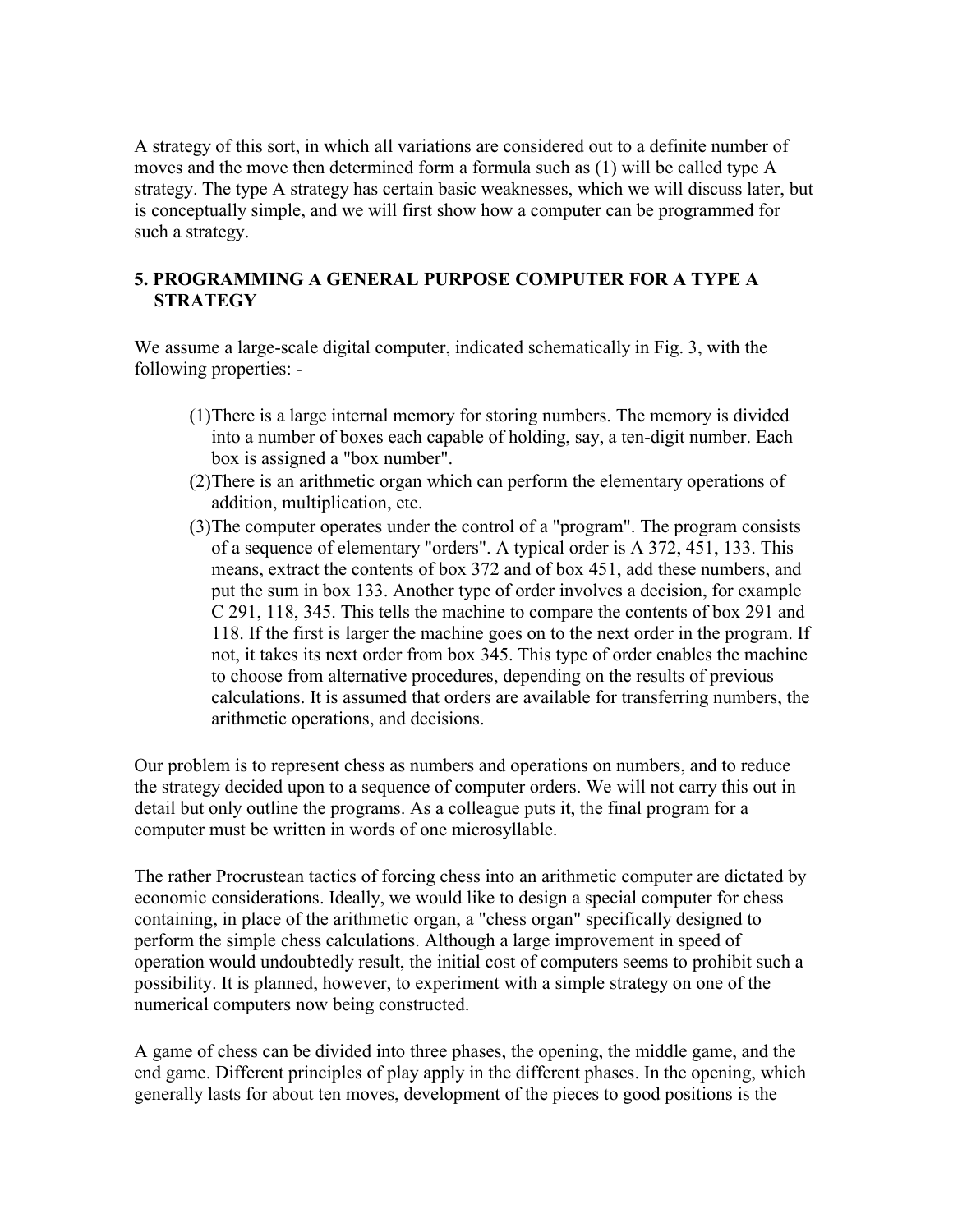A strategy of this sort, in which all variations are considered out to a definite number of moves and the move then determined form a formula such as (1) will be called type A strategy. The type A strategy has certain basic weaknesses, which we will discuss later, but is conceptually simple, and we will first show how a computer can be programmed for such a strategy.

## 5. PROGRAMMING A GENERAL PURPOSE COMPUTER FOR A TYPE A STRATEGY

We assume a large-scale digital computer, indicated schematically in Fig. 3, with the following properties: -

(1) There is a large internal memory for storing numbers. The memory is divided into a number of boxes each capable of holding, say, a ten-digit number. Each box is assigned a "box number".

(2) There is an arithmetic organ which can perform the elementary operations of addition, multiplication, etc.

(3) The computer operates under the control of a "program". The program consists of a sequence of elementary "orders". A typical order is A 372, 451, 133. This means, extract the contents of box 372 and of box 451, add these numbers, and put the sum in box 133. Another type of order involves a decision, for example C 291, 118, 345. This tells the machine to compare the contents of box 291 and 118. If the first is larger the machine goes on to the next order in the program. If not, it takes its next order from box 345. This type of order enables the machine to choose from alternative procedures, depending on the results of previous calculations. It is assumed that orders are available for transferring numbers, the arithmetic operations, and decisions.

Our problem is to represent chess as numbers and operations on numbers, and to reduce the strategy decided upon to a sequence of computer orders. We will not carry this out in detail but only outline the programs. As a colleague puts it, the final program for a computer must be written in words of one microsyllable.

The rather Procrustean tactics of forcing chess into an arithmetic computer are dictated by economic considerations. Ideally, we would like to design a special computer for chess containing, in place of the arithmetic organ, a "chess organ" specifically designed to perform the simple chess calculations. Although a large improvement in speed of operation would undoubtedly result, the initial cost of computers seems to prohibit such a possibility. It is planned, however, to experiment with a simple strategy on one of the numerical computers now being constructed.

A game of chess can be divided into three phases, the opening, the middle game, and the end game. Different principles of play apply in the different phases. In the opening, which generally lasts for about ten moves, development of the pieces to good positions is the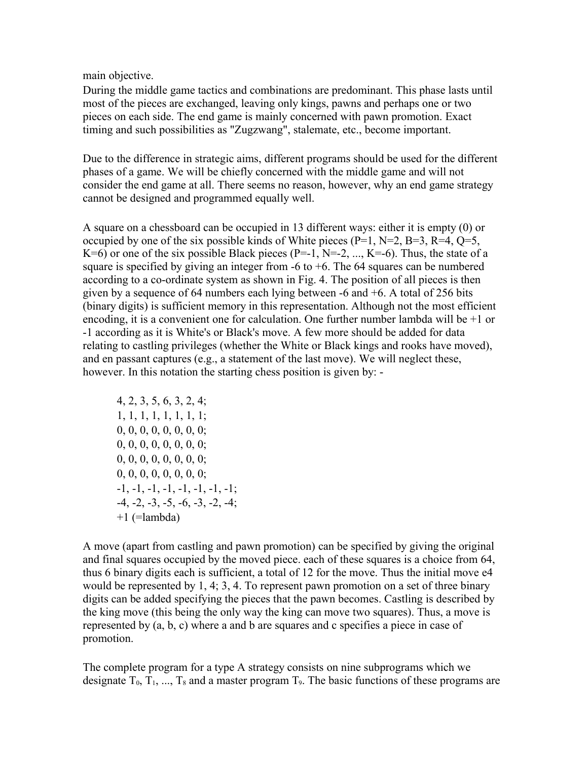main objective.
During the middle game tactics and combinations are predominant. This phase lasts until most of the pieces are exchanged, leaving only kings, pawns and perhaps one or two pieces on each side. The end game is mainly concerned with pawn promotion. Exact timing and such possibilities as "Zugzwang", stalemate, etc., become important.

Due to the difference in strategic aims, different programs should be used for the different phases of a game. We will be chiefly concerned with the middle game and will not consider the end game at all. There seems no reason, however, why an end game strategy cannot be designed and programmed equally well.

A square on a chessboard can be occupied in 13 different ways: either it is empty (0) or occupied by one of the six possible kinds of White pieces (P=1, N=2, B=3, R=4, Q=5, K=6) or one of the six possible Black pieces (P=-1, N=-2, ..., K=-6). Thus, the state of a square is specified by giving an integer from -6 to +6. The 64 squares can be numbered according to a co-ordinate system as shown in Fig. 4. The position of all pieces is then given by a sequence of 64 numbers each lying between -6 and +6. A total of 256 bits (binary digits) is sufficient memory in this representation. Although not the most efficient encoding, it is a convenient one for calculation. One further number lambda will be +1 or -1 according as it is White's or Black's move. A few more should be added for data relating to castling privileges (whether the White or Black kings and rooks have moved), and en passant captures (e.g., a statement of the last move). We will neglect these, however. In this notation the starting chess position is given by: -

> 4, 2, 3, 5, 6, 3, 2, 4;
> 1, 1, 1, 1, 1, 1, 1, 1;
> 0, 0, 0, 0, 0, 0, 0, 0;
> 0, 0, 0, 0, 0, 0, 0, 0;
> 0, 0, 0, 0, 0, 0, 0, 0;
> 0, 0, 0, 0, 0, 0, 0, 0;
> -1, -1, -1, -1, -1, -1, -1, -1;
> -4, -2, -3, -5, -6, -3, -2, -4;
> +1 (=lambda)

A move (apart from castling and pawn promotion) can be specified by giving the original and final squares occupied by the moved piece. each of these squares is a choice from 64, thus 6 binary digits each is sufficient, a total of 12 for the move. Thus the initial move e4 would be represented by 1, 4; 3, 4. To represent pawn promotion on a set of three binary digits can be added specifying the pieces that the pawn becomes. Castling is described by the king move (this being the only way the king can move two squares). Thus, a move is represented by (a, b, c) where a and b are squares and c specifies a piece in case of promotion.

The complete program for a type A strategy consists on nine subprograms which we designate $T_0$, $T_1$, ..., $T_8$ and a master program $T_9$. The basic functions of these programs are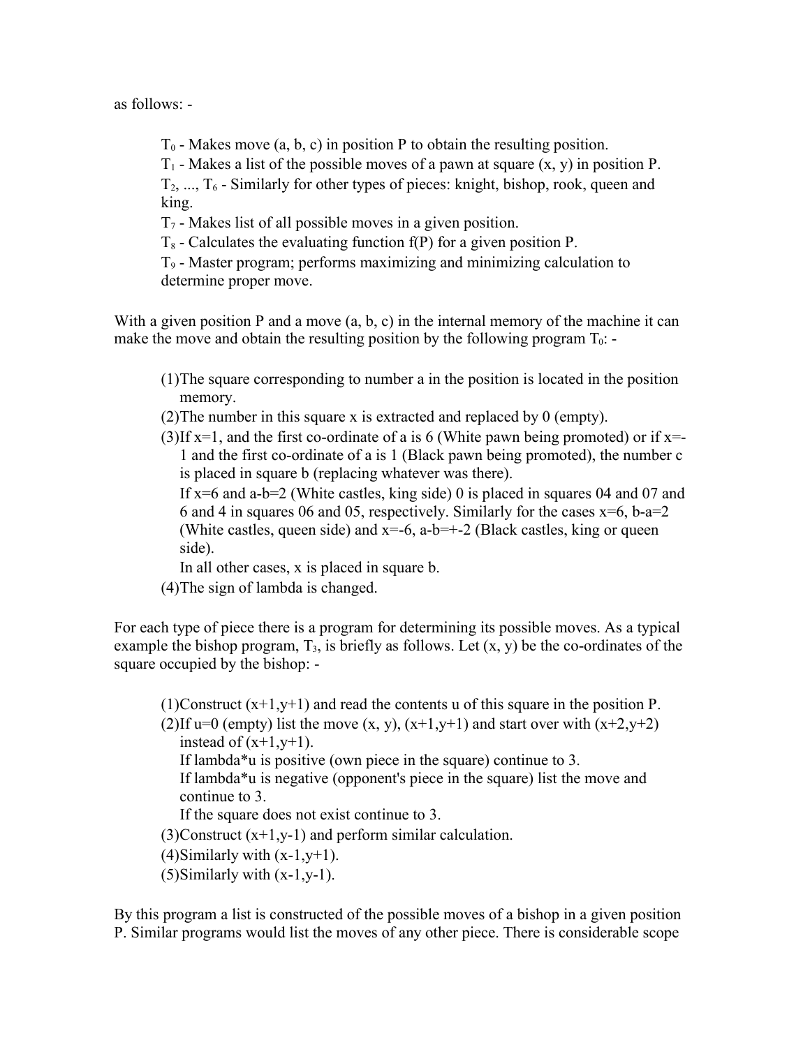as follows: -

$T_0$ - Makes move (a, b, c) in position P to obtain the resulting position.
$T_1$ - Makes a list of the possible moves of a pawn at square (x, y) in position P.
$T_2$, ..., $T_6$ - Similarly for other types of pieces: knight, bishop, rook, queen and king.
$T_7$ - Makes list of all possible moves in a given position.
$T_8$ - Calculates the evaluating function f(P) for a given position P.
$T_9$ - Master program; performs maximizing and minimizing calculation to determine proper move.

With a given position P and a move (a, b, c) in the internal memory of the machine it can make the move and obtain the resulting position by the following program $T_0$: -

(1) The square corresponding to number a in the position is located in the position memory.
(2) The number in this square x is extracted and replaced by 0 (empty).
(3) If x=1, and the first co-ordinate of a is 6 (White pawn being promoted) or if x=-1 and the first co-ordinate of a is 1 (Black pawn being promoted), the number c is placed in square b (replacing whatever was there).
If x=6 and a-b=2 (White castles, king side) 0 is placed in squares 04 and 07 and 6 and 4 in squares 06 and 05, respectively. Similarly for the cases x=6, b-a=2 (White castles, queen side) and x=-6, a-b=+-2 (Black castles, king or queen side).
In all other cases, x is placed in square b.
(4) The sign of lambda is changed.

For each type of piece there is a program for determining its possible moves. As a typical example the bishop program, $T_3$, is briefly as follows. Let (x, y) be the co-ordinates of the square occupied by the bishop: -

(1) Construct (x+1,y+1) and read the contents u of this square in the position P.
(2) If u=0 (empty) list the move (x, y), (x+1,y+1) and start over with (x+2,y+2) instead of (x+1,y+1).
If lambda*u is positive (own piece in the square) continue to 3.
If lambda*u is negative (opponent's piece in the square) list the move and continue to 3.
If the square does not exist continue to 3.
(3) Construct (x+1,y-1) and perform similar calculation.
(4) Similarly with (x-1,y+1).
(5) Similarly with (x-1,y-1).

By this program a list is constructed of the possible moves of a bishop in a given position P. Similar programs would list the moves of any other piece. There is considerable scope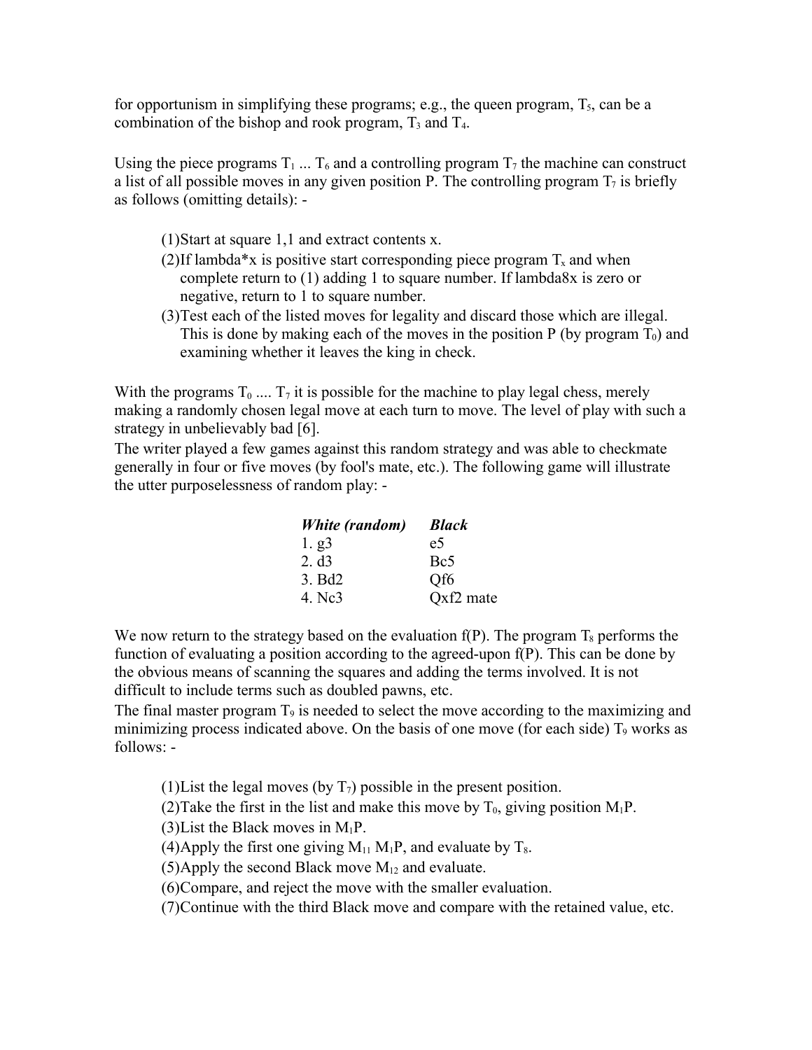for opportunism in simplifying these programs; e.g., the queen program, $T_5$, can be a combination of the bishop and rook program, $T_3$ and $T_4$.

Using the piece programs $T_1$ ... $T_6$ and a controlling program $T_7$ the machine can construct a list of all possible moves in any given position P. The controlling program $T_7$ is briefly as follows (omitting details): -

(1) Start at square 1,1 and extract contents x.
(2) If lambda*x is positive start corresponding piece program $T_x$ and when complete return to (1) adding 1 to square number. If lambda8x is zero or negative, return to 1 to square number.
(3) Test each of the listed moves for legality and discard those which are illegal. This is done by making each of the moves in the position P (by program $T_0$) and examining whether it leaves the king in check.

With the programs $T_0$ .... $T_7$ it is possible for the machine to play legal chess, merely making a randomly chosen legal move at each turn to move. The level of play with such a strategy in unbelievably bad [6].
The writer played a few games against this random strategy and was able to checkmate generally in four or five moves (by fool's mate, etc.). The following game will illustrate the utter purposelessness of random play: -

| ***White (random)*** | ***Black*** |
|---|---|
| 1. g3 | e5 |
| 2. d3 | Bc5 |
| 3. Bd2 | Qf6 |
| 4. Nc3 | Qxf2 mate |

We now return to the strategy based on the evaluation f(P). The program $T_8$ performs the function of evaluating a position according to the agreed-upon f(P). This can be done by the obvious means of scanning the squares and adding the terms involved. It is not difficult to include terms such as doubled pawns, etc.
The final master program $T_9$ is needed to select the move according to the maximizing and minimizing process indicated above. On the basis of one move (for each side) $T_9$ works as follows: -

(1) List the legal moves (by $T_7$) possible in the present position.
(2) Take the first in the list and make this move by $T_0$, giving position $M_1P$.
(3) List the Black moves in $M_1P$.
(4) Apply the first one giving $M_{11}$ $M_1P$, and evaluate by $T_8$.
(5) Apply the second Black move $M_{12}$ and evaluate.
(6) Compare, and reject the move with the smaller evaluation.
(7) Continue with the third Black move and compare with the retained value, etc.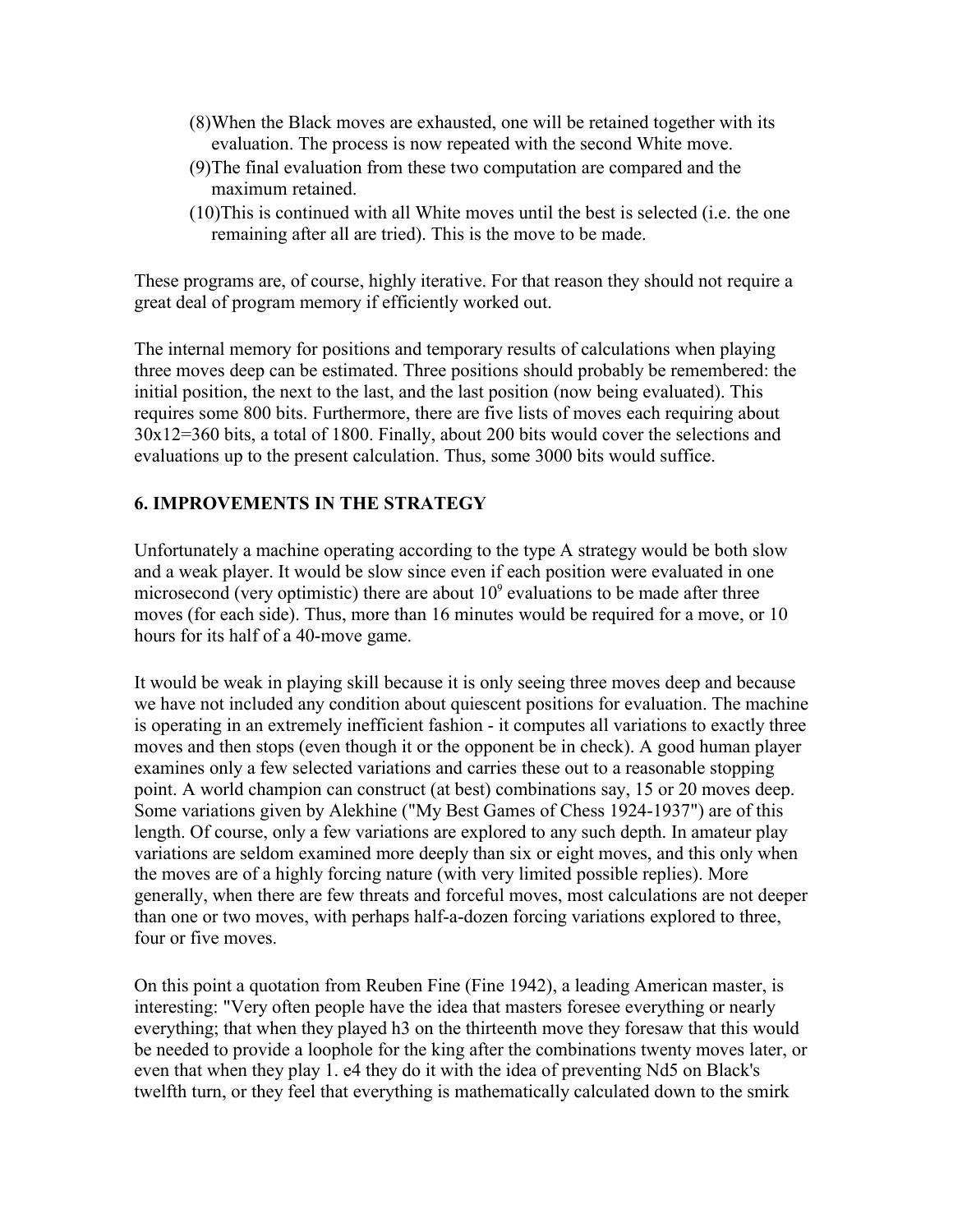(8) When the Black moves are exhausted, one will be retained together with its evaluation. The process is now repeated with the second White move.

(9) The final evaluation from these two computation are compared and the maximum retained.

(10) This is continued with all White moves until the best is selected (i.e. the one remaining after all are tried). This is the move to be made.

These programs are, of course, highly iterative. For that reason they should not require a great deal of program memory if efficiently worked out.

The internal memory for positions and temporary results of calculations when playing three moves deep can be estimated. Three positions should probably be remembered: the initial position, the next to the last, and the last position (now being evaluated). This requires some 800 bits. Furthermore, there are five lists of moves each requiring about 30x12=360 bits, a total of 1800. Finally, about 200 bits would cover the selections and evaluations up to the present calculation. Thus, some 3000 bits would suffice.

## 6. IMPROVEMENTS IN THE STRATEGY

Unfortunately a machine operating according to the type A strategy would be both slow and a weak player. It would be slow since even if each position were evaluated in one microsecond (very optimistic) there are about $10^9$ evaluations to be made after three moves (for each side). Thus, more than 16 minutes would be required for a move, or 10 hours for its half of a 40-move game.

It would be weak in playing skill because it is only seeing three moves deep and because we have not included any condition about quiescent positions for evaluation. The machine is operating in an extremely inefficient fashion - it computes all variations to exactly three moves and then stops (even though it or the opponent be in check). A good human player examines only a few selected variations and carries these out to a reasonable stopping point. A world champion can construct (at best) combinations say, 15 or 20 moves deep. Some variations given by Alekhine ("My Best Games of Chess 1924-1937") are of this length. Of course, only a few variations are explored to any such depth. In amateur play variations are seldom examined more deeply than six or eight moves, and this only when the moves are of a highly forcing nature (with very limited possible replies). More generally, when there are few threats and forceful moves, most calculations are not deeper than one or two moves, with perhaps half-a-dozen forcing variations explored to three, four or five moves.

On this point a quotation from Reuben Fine (Fine 1942), a leading American master, is interesting: "Very often people have the idea that masters foresee everything or nearly everything; that when they played h3 on the thirteenth move they foresaw that this would be needed to provide a loophole for the king after the combinations twenty moves later, or even that when they play 1. e4 they do it with the idea of preventing Nd5 on Black's twelfth turn, or they feel that everything is mathematically calculated down to the smirk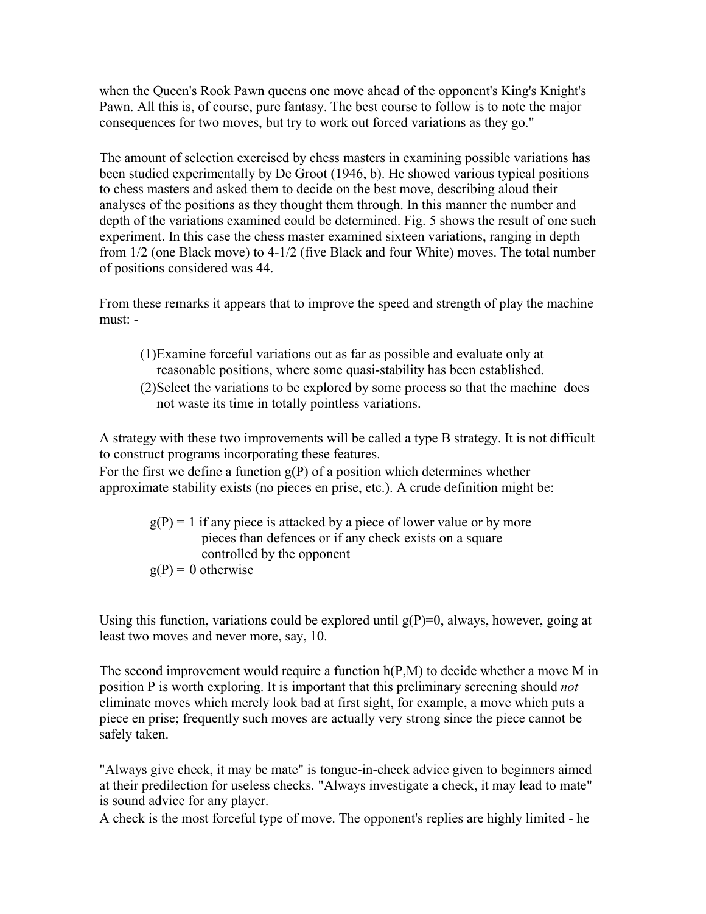when the Queen's Rook Pawn queens one move ahead of the opponent's King's Knight's Pawn. All this is, of course, pure fantasy. The best course to follow is to note the major consequences for two moves, but try to work out forced variations as they go."

The amount of selection exercised by chess masters in examining possible variations has been studied experimentally by De Groot (1946, b). He showed various typical positions to chess masters and asked them to decide on the best move, describing aloud their analyses of the positions as they thought them through. In this manner the number and depth of the variations examined could be determined. Fig. 5 shows the result of one such experiment. In this case the chess master examined sixteen variations, ranging in depth from 1/2 (one Black move) to 4-1/2 (five Black and four White) moves. The total number of positions considered was 44.

From these remarks it appears that to improve the speed and strength of play the machine must: -

(1) Examine forceful variations out as far as possible and evaluate only at reasonable positions, where some quasi-stability has been established.
(2) Select the variations to be explored by some process so that the machine does not waste its time in totally pointless variations.

A strategy with these two improvements will be called a type B strategy. It is not difficult to construct programs incorporating these features.
For the first we define a function $g(P)$ of a position which determines whether approximate stability exists (no pieces en prise, etc.). A crude definition might be:

$g(P) = 1$ if any piece is attacked by a piece of lower value or by more pieces than defences or if any check exists on a square controlled by the opponent
$g(P) = 0$ otherwise

Using this function, variations could be explored until $g(P)=0$, always, however, going at least two moves and never more, say, 10.

The second improvement would require a function $h(P,M)$ to decide whether a move M in position P is worth exploring. It is important that this preliminary screening should *not* eliminate moves which merely look bad at first sight, for example, a move which puts a piece en prise; frequently such moves are actually very strong since the piece cannot be safely taken.

"Always give check, it may be mate" is tongue-in-check advice given to beginners aimed at their predilection for useless checks. "Always investigate a check, it may lead to mate" is sound advice for any player.
A check is the most forceful type of move. The opponent's replies are highly limited - he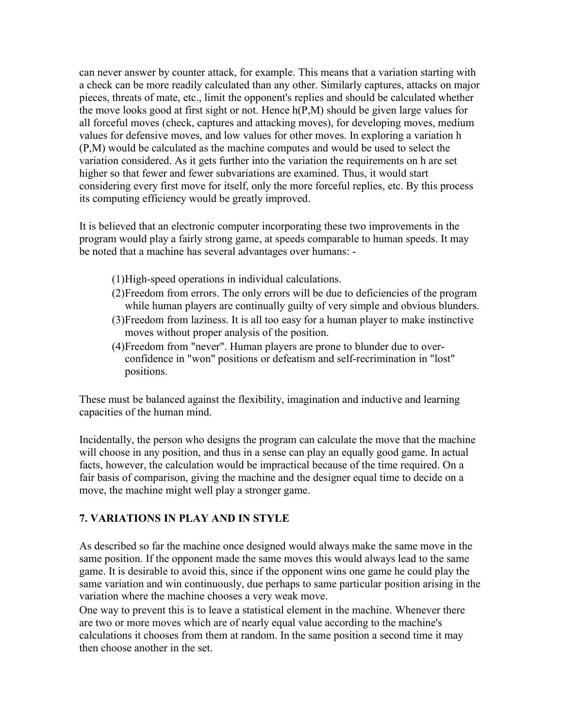can never answer by counter attack, for example. This means that a variation starting with a check can be more readily calculated than any other. Similarly captures, attacks on major pieces, threats of mate, etc., limit the opponent's replies and should be calculated whether the move looks good at first sight or not. Hence $h(P,M)$ should be given large values for all forceful moves (check, captures and attacking moves), for developing moves, medium values for defensive moves, and low values for other moves. In exploring a variation $h(P,M)$ would be calculated as the machine computes and would be used to select the variation considered. As it gets further into the variation the requirements on h are set higher so that fewer and fewer subvariations are examined. Thus, it would start considering every first move for itself, only the more forceful replies, etc. By this process its computing efficiency would be greatly improved.

It is believed that an electronic computer incorporating these two improvements in the program would play a fairly strong game, at speeds comparable to human speeds. It may be noted that a machine has several advantages over humans: -

(1) High-speed operations in individual calculations.
(2) Freedom from errors. The only errors will be due to deficiencies of the program while human players are continually guilty of very simple and obvious blunders.
(3) Freedom from laziness. It is all too easy for a human player to make instinctive moves without proper analysis of the position.
(4) Freedom from "never". Human players are prone to blunder due to over-confidence in "won" positions or defeatism and self-recrimination in "lost" positions.

These must be balanced against the flexibility, imagination and inductive and learning capacities of the human mind.

Incidentally, the person who designs the program can calculate the move that the machine will choose in any position, and thus in a sense can play an equally good game. In actual facts, however, the calculation would be impractical because of the time required. On a fair basis of comparison, giving the machine and the designer equal time to decide on a move, the machine might well play a stronger game.

## 7. VARIATIONS IN PLAY AND IN STYLE

As described so far the machine once designed would always make the same move in the same position. If the opponent made the same moves this would always lead to the same game. It is desirable to avoid this, since if the opponent wins one game he could play the same variation and win continuously, due perhaps to same particular position arising in the variation where the machine chooses a very weak move.

One way to prevent this is to leave a statistical element in the machine. Whenever there are two or more moves which are of nearly equal value according to the machine's calculations it chooses from them at random. In the same position a second time it may then choose another in the set.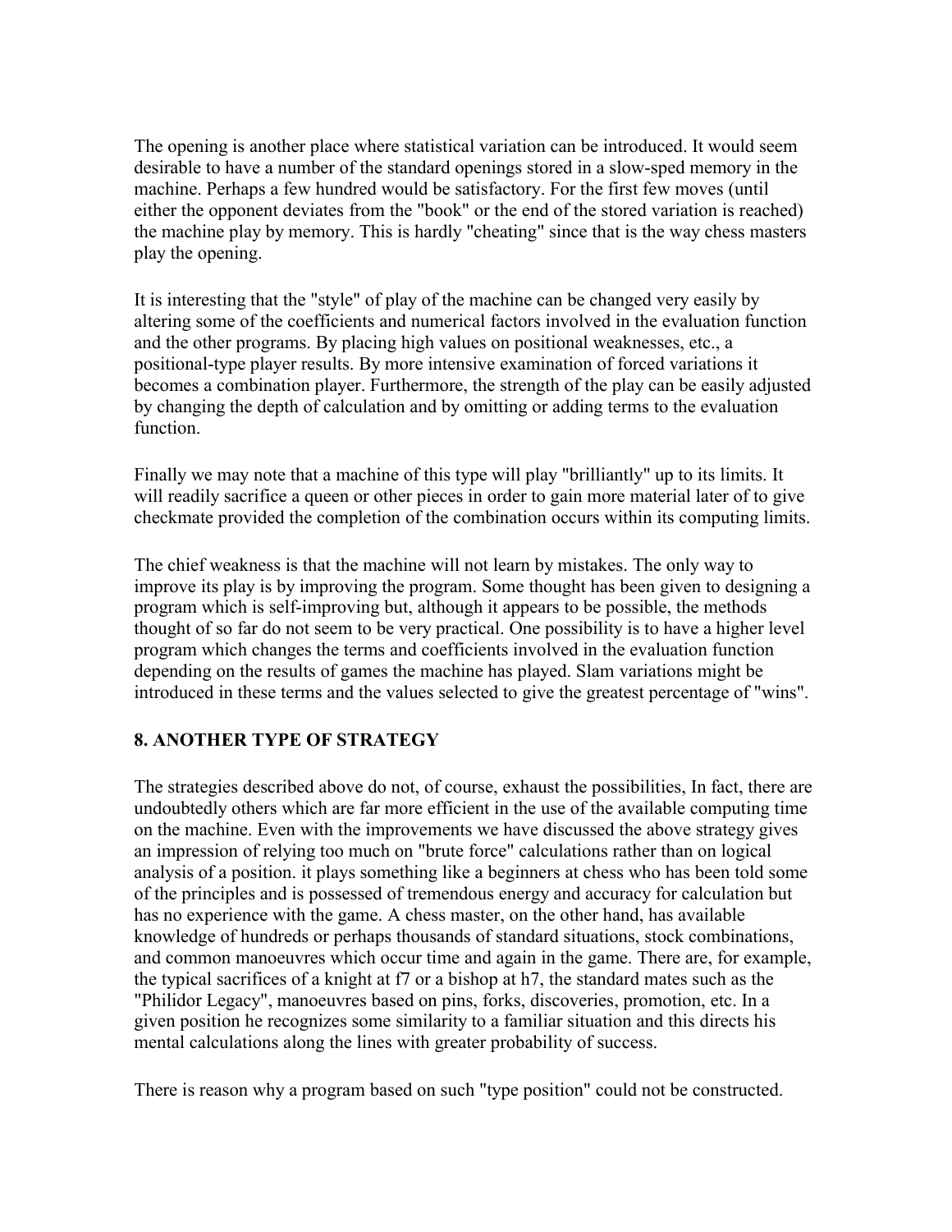The opening is another place where statistical variation can be introduced. It would seem desirable to have a number of the standard openings stored in a slow-sped memory in the machine. Perhaps a few hundred would be satisfactory. For the first few moves (until either the opponent deviates from the "book" or the end of the stored variation is reached) the machine play by memory. This is hardly "cheating" since that is the way chess masters play the opening.

It is interesting that the "style" of play of the machine can be changed very easily by altering some of the coefficients and numerical factors involved in the evaluation function and the other programs. By placing high values on positional weaknesses, etc., a positional-type player results. By more intensive examination of forced variations it becomes a combination player. Furthermore, the strength of the play can be easily adjusted by changing the depth of calculation and by omitting or adding terms to the evaluation function.

Finally we may note that a machine of this type will play "brilliantly" up to its limits. It will readily sacrifice a queen or other pieces in order to gain more material later of to give checkmate provided the completion of the combination occurs within its computing limits.

The chief weakness is that the machine will not learn by mistakes. The only way to improve its play is by improving the program. Some thought has been given to designing a program which is self-improving but, although it appears to be possible, the methods thought of so far do not seem to be very practical. One possibility is to have a higher level program which changes the terms and coefficients involved in the evaluation function depending on the results of games the machine has played. Slam variations might be introduced in these terms and the values selected to give the greatest percentage of "wins".

## 8. ANOTHER TYPE OF STRATEGY

The strategies described above do not, of course, exhaust the possibilities, In fact, there are undoubtedly others which are far more efficient in the use of the available computing time on the machine. Even with the improvements we have discussed the above strategy gives an impression of relying too much on "brute force" calculations rather than on logical analysis of a position. it plays something like a beginners at chess who has been told some of the principles and is possessed of tremendous energy and accuracy for calculation but has no experience with the game. A chess master, on the other hand, has available knowledge of hundreds or perhaps thousands of standard situations, stock combinations, and common manoeuvres which occur time and again in the game. There are, for example, the typical sacrifices of a knight at f7 or a bishop at h7, the standard mates such as the "Philidor Legacy", manoeuvres based on pins, forks, discoveries, promotion, etc. In a given position he recognizes some similarity to a familiar situation and this directs his mental calculations along the lines with greater probability of success.

There is reason why a program based on such "type position" could not be constructed.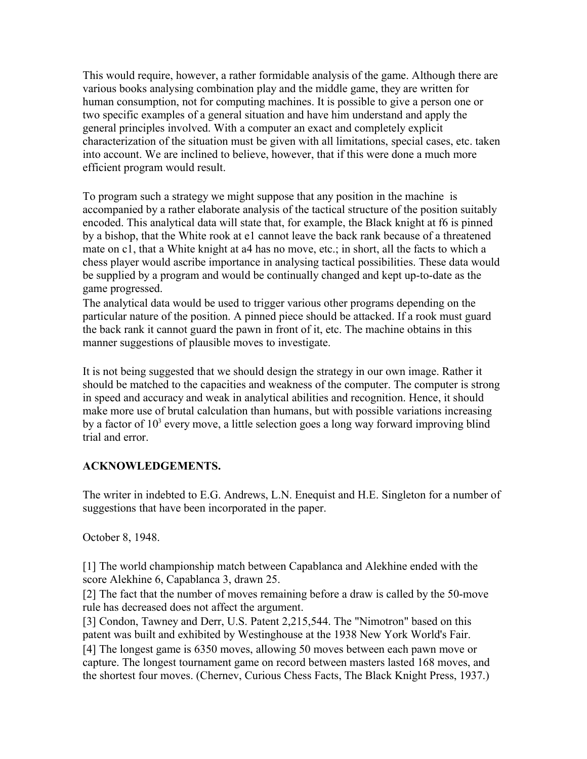This would require, however, a rather formidable analysis of the game. Although there are various books analysing combination play and the middle game, they are written for human consumption, not for computing machines. It is possible to give a person one or two specific examples of a general situation and have him understand and apply the general principles involved. With a computer an exact and completely explicit characterization of the situation must be given with all limitations, special cases, etc. taken into account. We are inclined to believe, however, that if this were done a much more efficient program would result.

To program such a strategy we might suppose that any position in the machine is accompanied by a rather elaborate analysis of the tactical structure of the position suitably encoded. This analytical data will state that, for example, the Black knight at f6 is pinned by a bishop, that the White rook at e1 cannot leave the back rank because of a threatened mate on c1, that a White knight at a4 has no move, etc.; in short, all the facts to which a chess player would ascribe importance in analysing tactical possibilities. These data would be supplied by a program and would be continually changed and kept up-to-date as the game progressed.

The analytical data would be used to trigger various other programs depending on the particular nature of the position. A pinned piece should be attacked. If a rook must guard the back rank it cannot guard the pawn in front of it, etc. The machine obtains in this manner suggestions of plausible moves to investigate.

It is not being suggested that we should design the strategy in our own image. Rather it should be matched to the capacities and weakness of the computer. The computer is strong in speed and accuracy and weak in analytical abilities and recognition. Hence, it should make more use of brutal calculation than humans, but with possible variations increasing by a factor of $10^3$ every move, a little selection goes a long way forward improving blind trial and error.

**ACKNOWLEDGEMENTS.**

The writer in indebted to E.G. Andrews, L.N. Enequist and H.E. Singleton for a number of suggestions that have been incorporated in the paper.

October 8, 1948.

[1] The world championship match between Capablanca and Alekhine ended with the score Alekhine 6, Capablanca 3, drawn 25.

[2] The fact that the number of moves remaining before a draw is called by the 50-move rule has decreased does not affect the argument.

[3] Condon, Tawney and Derr, U.S. Patent 2,215,544. The "Nimotron" based on this patent was built and exhibited by Westinghouse at the 1938 New York World's Fair.

[4] The longest game is 6350 moves, allowing 50 moves between each pawn move or capture. The longest tournament game on record between masters lasted 168 moves, and the shortest four moves. (Chernev, Curious Chess Facts, The Black Knight Press, 1937.)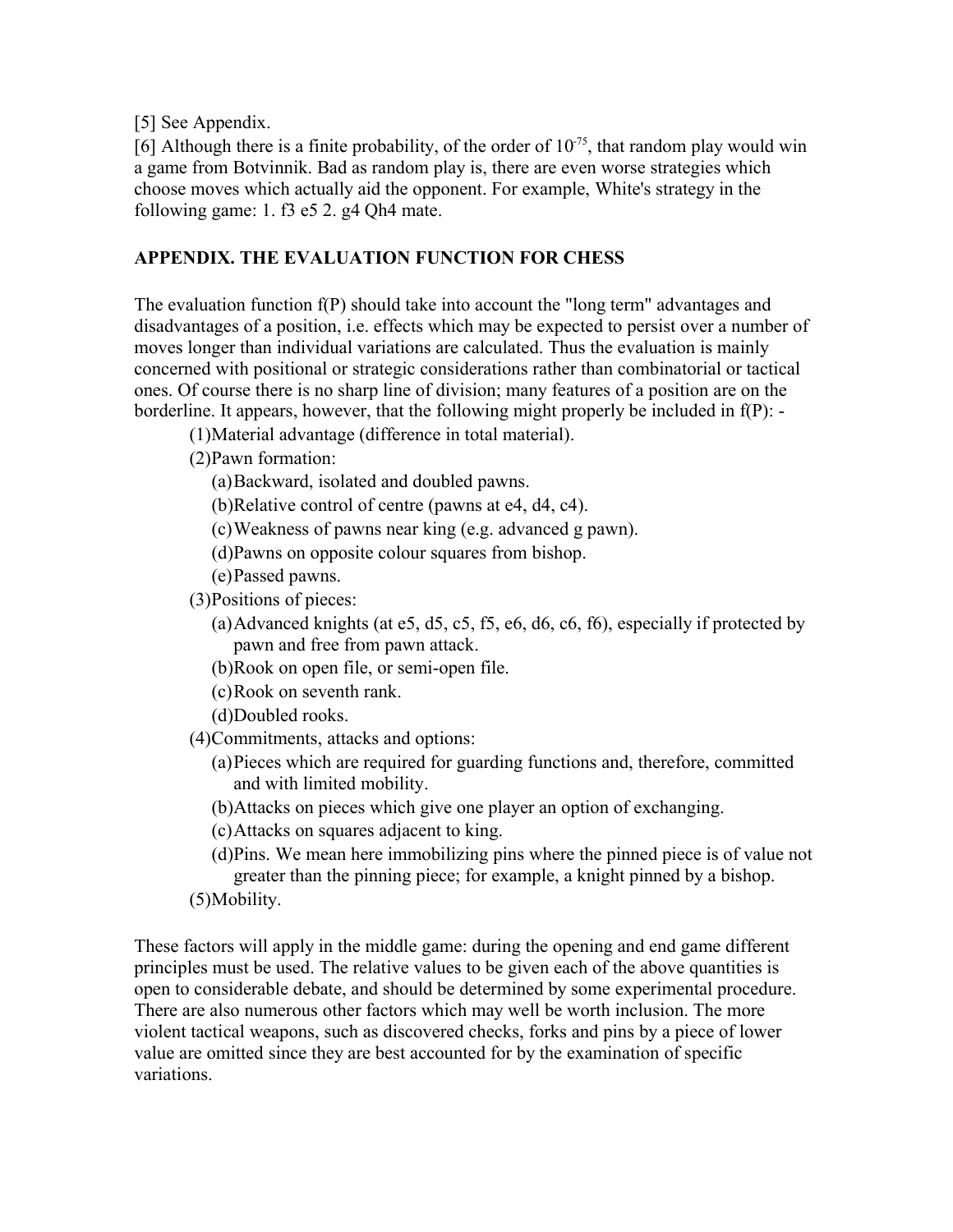[5] See Appendix.

[6] Although there is a finite probability, of the order of $10^{-75}$, that random play would win a game from Botvinnik. Bad as random play is, there are even worse strategies which choose moves which actually aid the opponent. For example, White's strategy in the following game: 1. f3 e5 2. g4 Qh4 mate.

## APPENDIX. THE EVALUATION FUNCTION FOR CHESS

The evaluation function f(P) should take into account the "long term" advantages and disadvantages of a position, i.e. effects which may be expected to persist over a number of moves longer than individual variations are calculated. Thus the evaluation is mainly concerned with positional or strategic considerations rather than combinatorial or tactical ones. Of course there is no sharp line of division; many features of a position are on the borderline. It appears, however, that the following might properly be included in f(P): -

(1) Material advantage (difference in total material).

(2) Pawn formation:
  - (a) Backward, isolated and doubled pawns.
  - (b) Relative control of centre (pawns at e4, d4, c4).
  - (c) Weakness of pawns near king (e.g. advanced g pawn).
  - (d) Pawns on opposite colour squares from bishop.
  - (e) Passed pawns.

(3) Positions of pieces:
  - (a) Advanced knights (at e5, d5, c5, f5, e6, d6, c6, f6), especially if protected by pawn and free from pawn attack.
  - (b) Rook on open file, or semi-open file.
  - (c) Rook on seventh rank.
  - (d) Doubled rooks.

(4) Commitments, attacks and options:
  - (a) Pieces which are required for guarding functions and, therefore, committed and with limited mobility.
  - (b) Attacks on pieces which give one player an option of exchanging.
  - (c) Attacks on squares adjacent to king.
  - (d) Pins. We mean here immobilizing pins where the pinned piece is of value not greater than the pinning piece; for example, a knight pinned by a bishop.

(5) Mobility.

These factors will apply in the middle game: during the opening and end game different principles must be used. The relative values to be given each of the above quantities is open to considerable debate, and should be determined by some experimental procedure. There are also numerous other factors which may well be worth inclusion. The more violent tactical weapons, such as discovered checks, forks and pins by a piece of lower value are omitted since they are best accounted for by the examination of specific variations.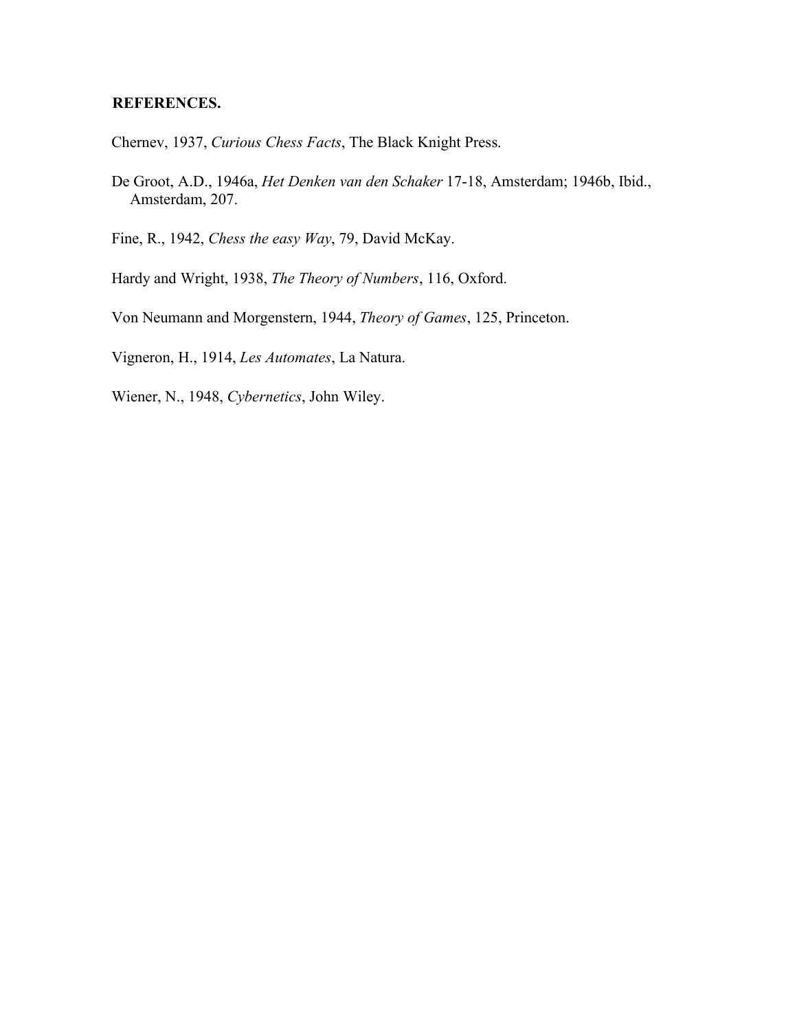**REFERENCES.**

Chernev, 1937, *Curious Chess Facts*, The Black Knight Press.

De Groot, A.D., 1946a, *Het Denken van den Schaker* 17-18, Amsterdam; 1946b, Ibid., Amsterdam, 207.

Fine, R., 1942, *Chess the easy Way*, 79, David McKay.

Hardy and Wright, 1938, *The Theory of Numbers*, 116, Oxford.

Von Neumann and Morgenstern, 1944, *Theory of Games*, 125, Princeton.

Vigneron, H., 1914, *Les Automates*, La Natura.

Wiener, N., 1948, *Cybernetics*, John Wiley.